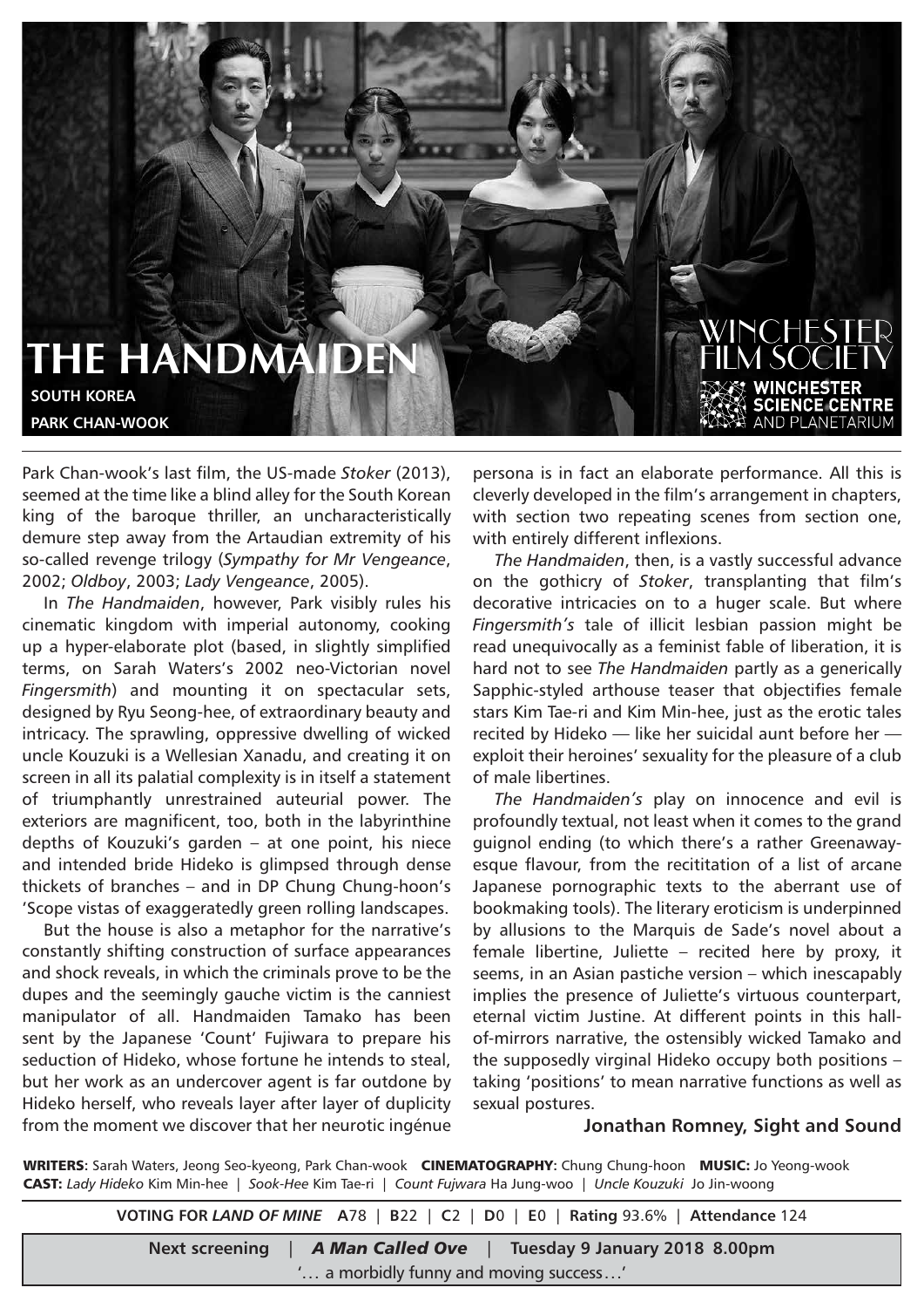# THE HANDMAIDEN

**SOUTH KOREA**
**PARK CHAN-WOOK**

WINCHESTER FILM SOCIETY
WINCHESTER SCIENCE CENTRE AND PLANETARIUM

Park Chan-wook's last film, the US-made *Stoker* (2013), seemed at the time like a blind alley for the South Korean king of the baroque thriller, an uncharacteristically demure step away from the Artaudian extremity of his so-called revenge trilogy (*Sympathy for Mr Vengeance*, 2002; *Oldboy*, 2003; *Lady Vengeance*, 2005).

In *The Handmaiden*, however, Park visibly rules his cinematic kingdom with imperial autonomy, cooking up a hyper-elaborate plot (based, in slightly simplified terms, on Sarah Waters's 2002 neo-Victorian novel *Fingersmith*) and mounting it on spectacular sets, designed by Ryu Seong-hee, of extraordinary beauty and intricacy. The sprawling, oppressive dwelling of wicked uncle Kouzuki is a Wellesian Xanadu, and creating it on screen in all its palatial complexity is in itself a statement of triumphantly unrestrained auteurial power. The exteriors are magnificent, too, both in the labyrinthine depths of Kouzuki's garden – at one point, his niece and intended bride Hideko is glimpsed through dense thickets of branches – and in DP Chung Chung-hoon's 'Scope vistas of exaggeratedly green rolling landscapes.

But the house is also a metaphor for the narrative's constantly shifting construction of surface appearances and shock reveals, in which the criminals prove to be the dupes and the seemingly gauche victim is the canniest manipulator of all. Handmaiden Tamako has been sent by the Japanese 'Count' Fujiwara to prepare his seduction of Hideko, whose fortune he intends to steal, but her work as an undercover agent is far outdone by Hideko herself, who reveals layer after layer of duplicity from the moment we discover that her neurotic ingénue persona is in fact an elaborate performance. All this is cleverly developed in the film's arrangement in chapters, with section two repeating scenes from section one, with entirely different inflexions.

*The Handmaiden*, then, is a vastly successful advance on the gothicry of *Stoker*, transplanting that film's decorative intricacies on to a huger scale. But where *Fingersmith's* tale of illicit lesbian passion might be read unequivocally as a feminist fable of liberation, it is hard not to see *The Handmaiden* partly as a generically Sapphic-styled arthouse teaser that objectifies female stars Kim Tae-ri and Kim Min-hee, just as the erotic tales recited by Hideko — like her suicidal aunt before her — exploit their heroines' sexuality for the pleasure of a club of male libertines.

*The Handmaiden's* play on innocence and evil is profoundly textual, not least when it comes to the grand guignol ending (to which there's a rather Greenaway-esque flavour, from the recititation of a list of arcane Japanese pornographic texts to the aberrant use of bookmaking tools). The literary eroticism is underpinned by allusions to the Marquis de Sade's novel about a female libertine, Juliette – recited here by proxy, it seems, in an Asian pastiche version – which inescapably implies the presence of Juliette's virtuous counterpart, eternal victim Justine. At different points in this hall-of-mirrors narrative, the ostensibly wicked Tamako and the supposedly virginal Hideko occupy both positions – taking 'positions' to mean narrative functions as well as sexual postures.

**Jonathan Romney, Sight and Sound**

**WRITERS:** Sarah Waters, Jeong Seo-kyeong, Park Chan-wook **CINEMATOGRAPHY:** Chung Chung-hoon **MUSIC:** Jo Yeong-wook
**CAST:** *Lady Hideko* Kim Min-hee | *Sook-Hee* Kim Tae-ri | *Count Fujwara* Ha Jung-woo | *Uncle Kouzuki* Jo Jin-woong

**VOTING FOR *LAND OF MINE*** **A**78 | **B**22 | **C**2 | **D**0 | **E**0 | **Rating** 93.6% | **Attendance** 124

**Next screening** | ***A Man Called Ove*** | **Tuesday 9 January 2018 8.00pm**
'… a morbidly funny and moving success…'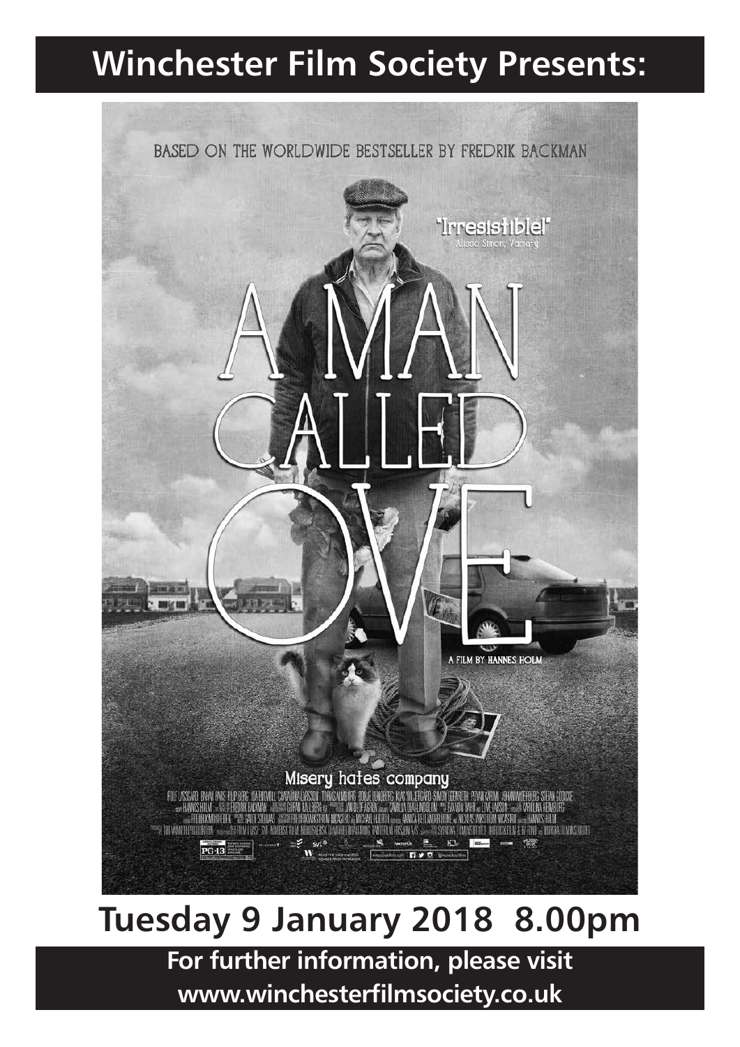# Winchester Film Society Presents:

BASED ON THE WORLDWIDE BESTSELLER BY FREDRIK BACKMAN

"Irresistible!"
Alissa Simon, Variety

A MAN CALLED OVE

A FILM BY HANNES HOLM

Misery hates company

## Tuesday 9 January 2018 8.00pm

**For further information, please visit**
**www.winchesterfilmsociety.co.uk**